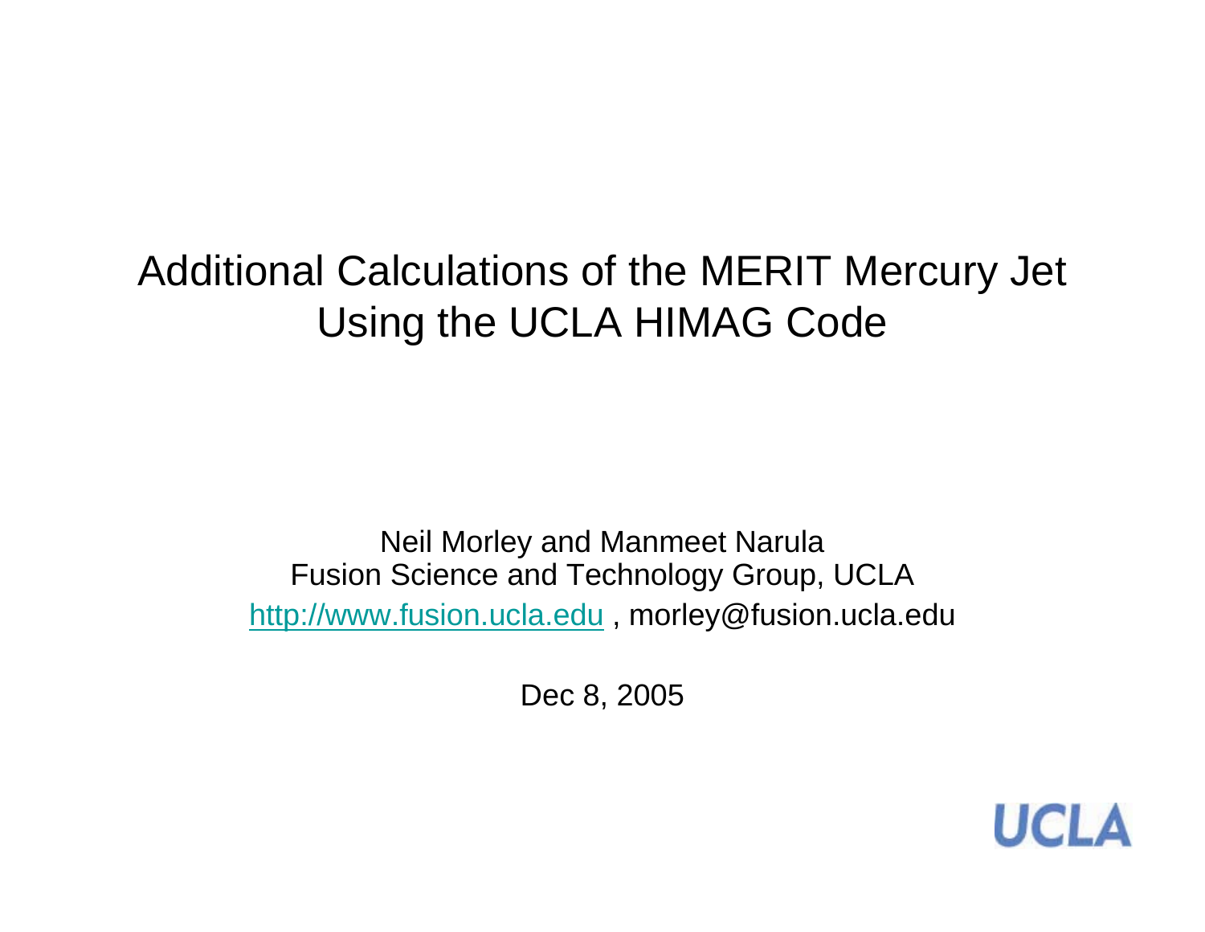# Additional Calculations of the MERIT Mercury Jet Using the UCLA HIMAG Code

Neil Morley and Manmeet Narula

Fusion Science and Technology Group, UCLA

http://www.fusion.ucla.edu , morley@fusion.ucla.edu

Dec 8, 2005

UCLA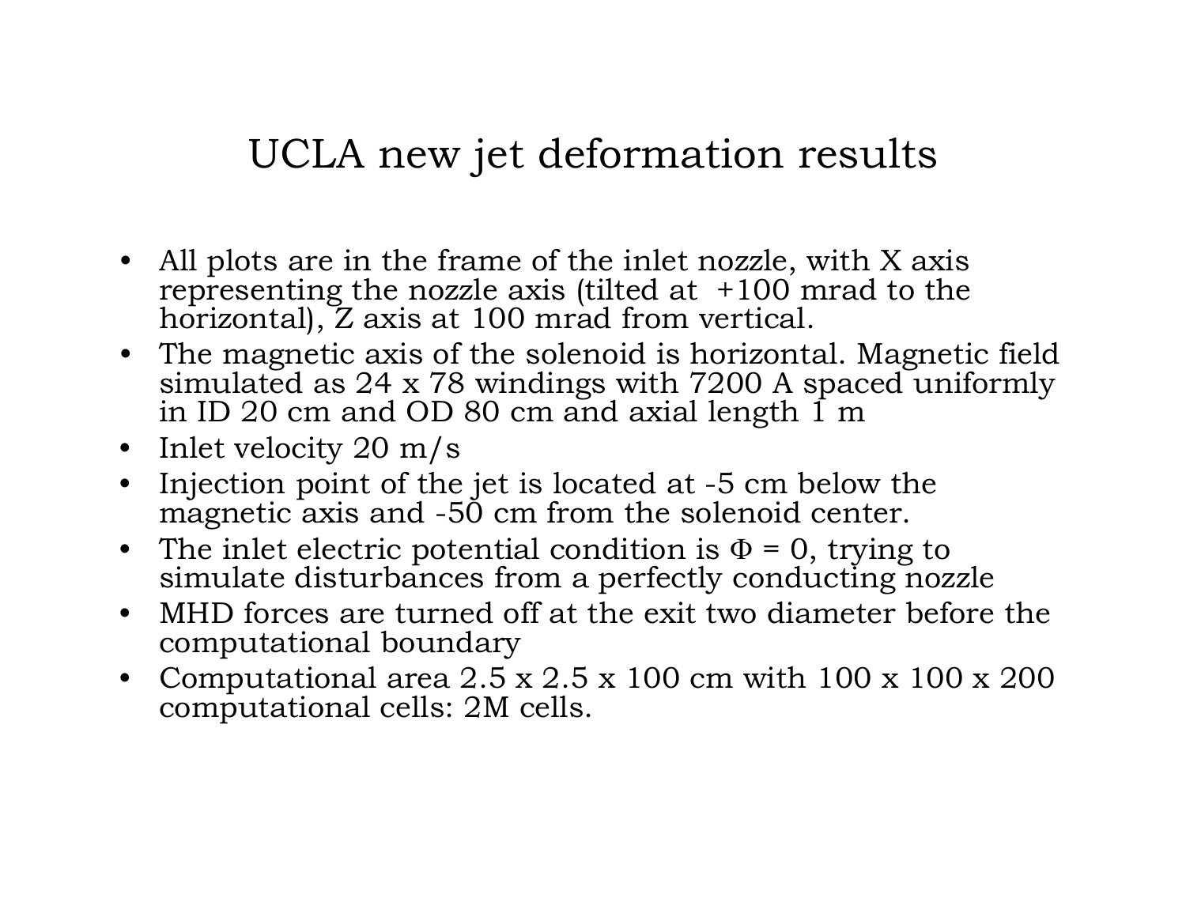# UCLA new jet deformation results

- All plots are in the frame of the inlet nozzle, with X axis representing the nozzle axis (tilted at +100 mrad to the horizontal), Z axis at 100 mrad from vertical.
- The magnetic axis of the solenoid is horizontal. Magnetic field simulated as 24 x 78 windings with 7200 A spaced uniformly in ID 20 cm and OD 80 cm and axial length 1 m
- Inlet velocity 20 m/s
- Injection point of the jet is located at -5 cm below the magnetic axis and -50 cm from the solenoid center.
- The inlet electric potential condition is $\Phi = 0$, trying to simulate disturbances from a perfectly conducting nozzle
- MHD forces are turned off at the exit two diameter before the computational boundary
- Computational area 2.5 x 2.5 x 100 cm with 100 x 100 x 200 computational cells: 2M cells.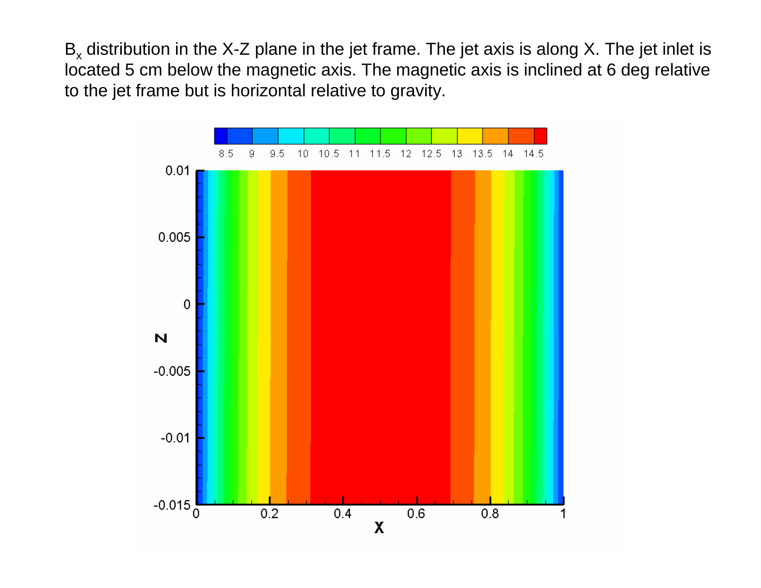$B_x$ distribution in the X-Z plane in the jet frame. The jet axis is along X. The jet inlet is located 5 cm below the magnetic axis. The magnetic axis is inclined at 6 deg relative to the jet frame but is horizontal relative to gravity.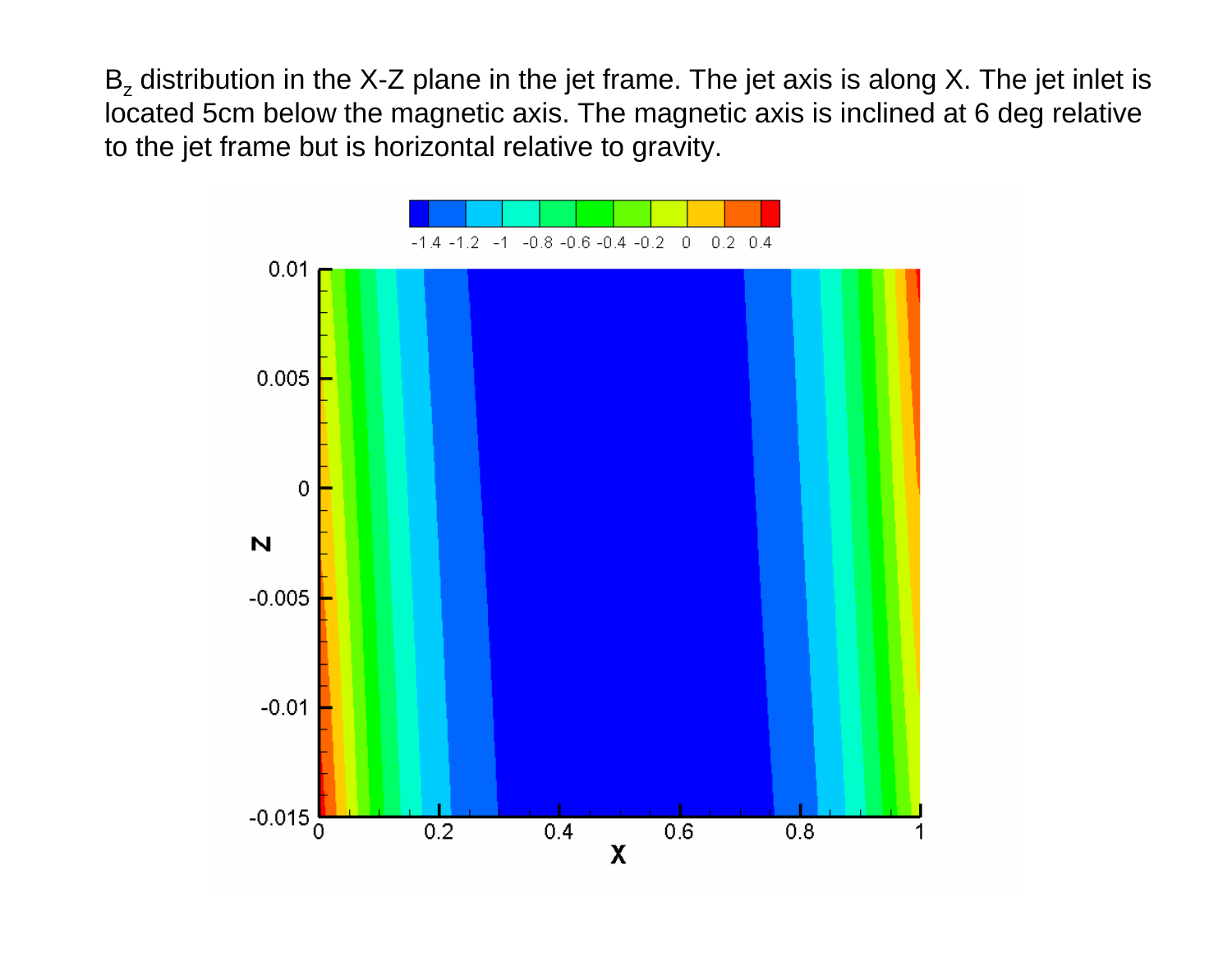$B_z$ distribution in the X-Z plane in the jet frame. The jet axis is along X. The jet inlet is located 5cm below the magnetic axis. The magnetic axis is inclined at 6 deg relative to the jet frame but is horizontal relative to gravity.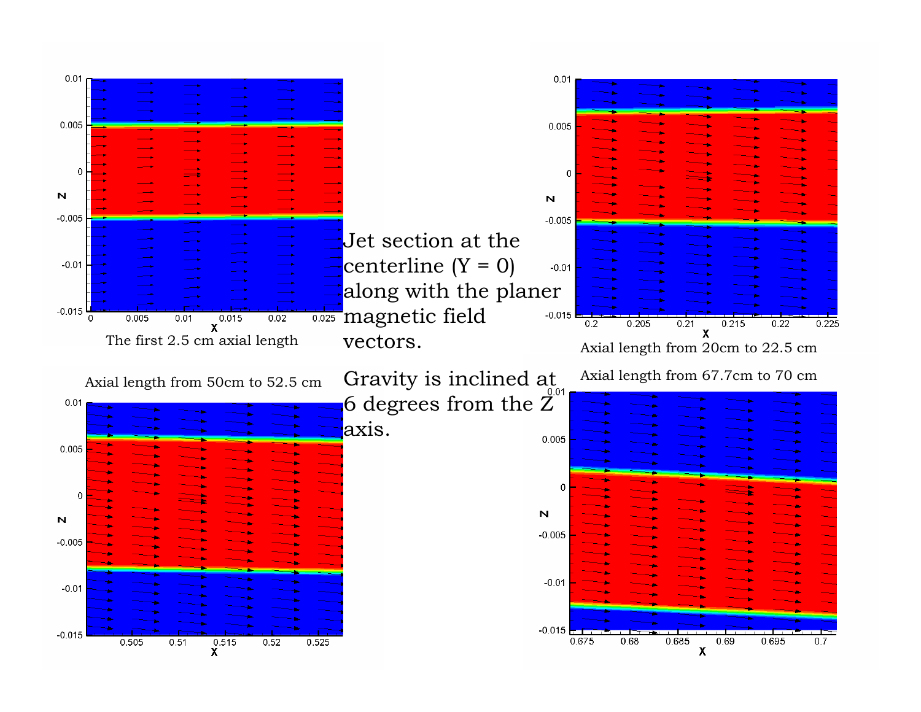The first 2.5 cm axial length

Axial length from 20cm to 22.5 cm

Jet section at the centerline (Y = 0) along with the planer magnetic field vectors.

Gravity is inclined at 6 degrees from the Z axis.

Axial length from 50cm to 52.5 cm

Axial length from 67.7cm to 70 cm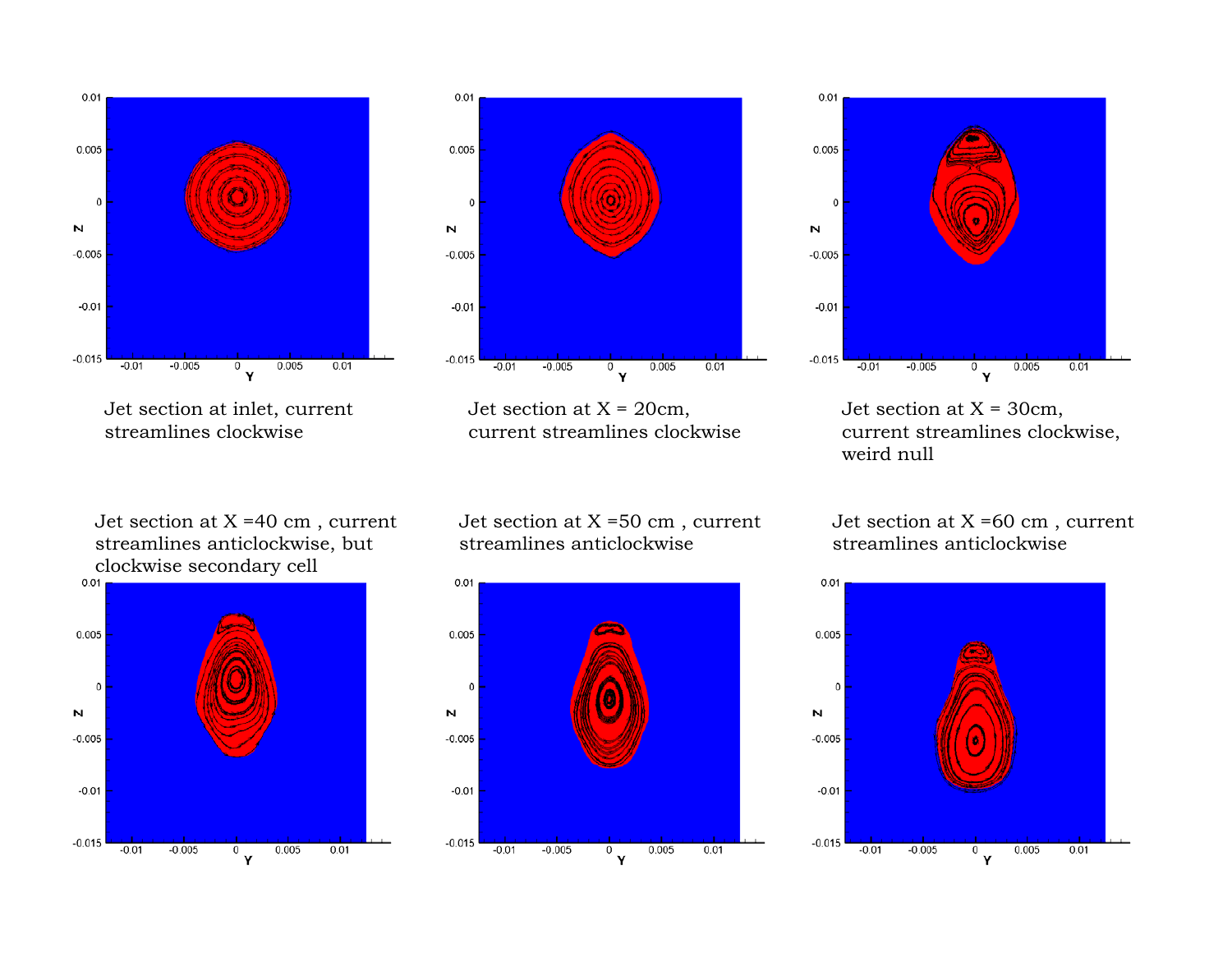0.01
0.005
0
Z
-0.005
-0.01
-0.015
-0.01 -0.005 0 0.005 0.01
Y

Jet section at inlet, current streamlines clockwise

0.01
0.005
0
Z
-0.005
-0.01
-0.015
-0.01 -0.005 0 0.005 0.01
Y

Jet section at X = 20cm, current streamlines clockwise

0.01
0.005
0
Z
-0.005
-0.01
-0.015
-0.01 -0.005 0 0.005 0.01
Y

Jet section at X = 30cm, current streamlines clockwise, weird null

Jet section at X =40 cm , current streamlines anticlockwise, but clockwise secondary cell

0.01
0.005
0
Z
-0.005
-0.01
-0.015
-0.01 -0.005 0 0.005 0.01
Y

Jet section at X =50 cm , current streamlines anticlockwise

0.01
0.005
0
Z
-0.005
-0.01
-0.015
-0.01 -0.005 0 0.005 0.01
Y

Jet section at X =60 cm , current streamlines anticlockwise

0.01
0.005
0
Z
-0.005
-0.01
-0.015
-0.01 -0.005 0 0.005 0.01
Y